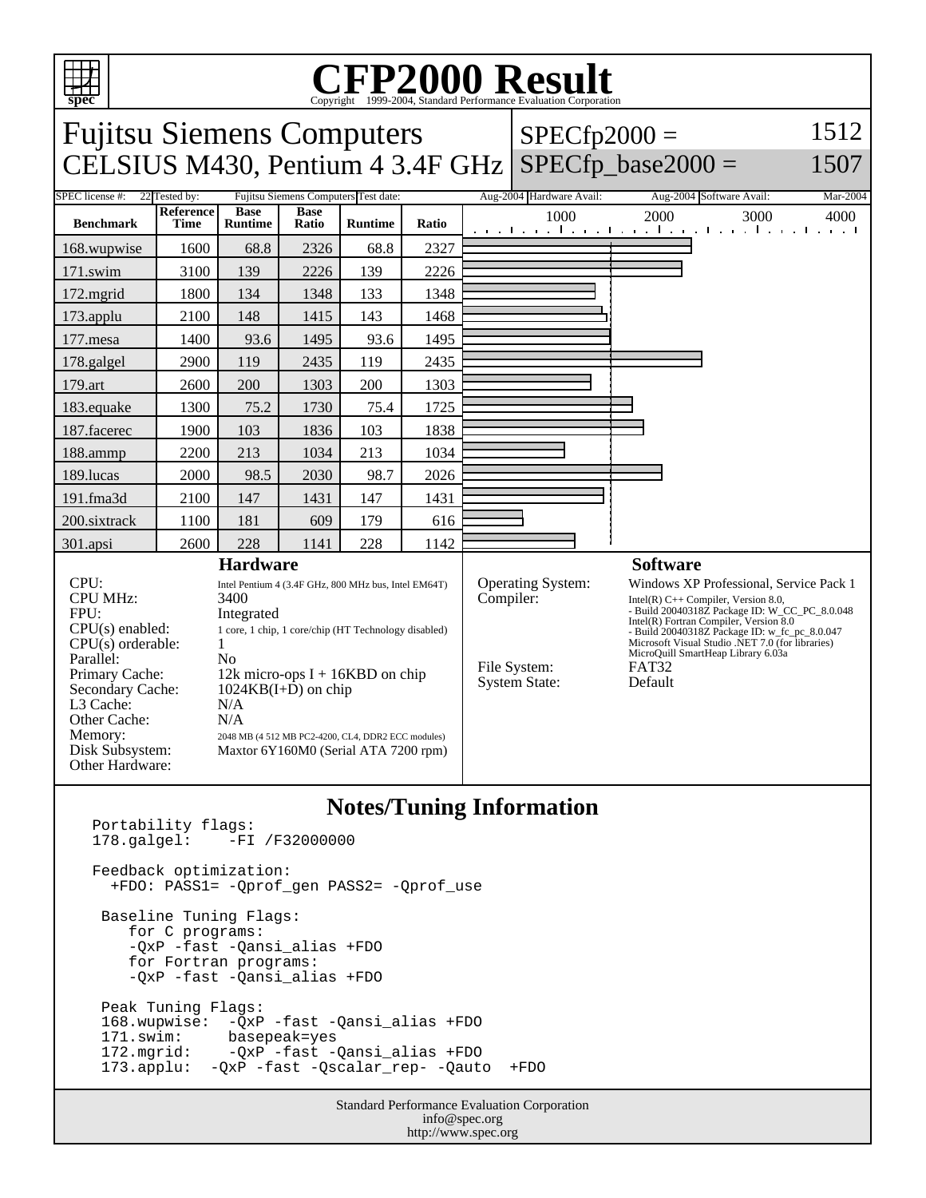# CFP2000 Result

Copyright 1999-2004, Standard Performance Evaluation Corporation

## Fujitsu Siemens Computers
## CELSIUS M430, Pentium 4 3.4F GHz

SPECfp2000 = 1512
SPECfp_base2000 = 1507

| SPEC license #: | 22 | Tested by: | Fujitsu Siemens Computers | Test date: | Aug-2004 | Hardware Avail: | Aug-2004 | Software Avail: | Mar-2004 |
|---|---|---|---|---|---|---|---|---|---|

| Benchmark | Reference Time | Base Runtime | Base Ratio | Runtime | Ratio |
|---|---|---|---|---|---|
| 168.wupwise | 1600 | 68.8 | 2326 | 68.8 | 2327 |
| 171.swim | 3100 | 139 | 2226 | 139 | 2226 |
| 172.mgrid | 1800 | 134 | 1348 | 133 | 1348 |
| 173.applu | 2100 | 148 | 1415 | 143 | 1468 |
| 177.mesa | 1400 | 93.6 | 1495 | 93.6 | 1495 |
| 178.galgel | 2900 | 119 | 2435 | 119 | 2435 |
| 179.art | 2600 | 200 | 1303 | 200 | 1303 |
| 183.equake | 1300 | 75.2 | 1730 | 75.4 | 1725 |
| 187.facerec | 1900 | 103 | 1836 | 103 | 1838 |
| 188.ammp | 2200 | 213 | 1034 | 213 | 1034 |
| 189.lucas | 2000 | 98.5 | 2030 | 98.7 | 2026 |
| 191.fma3d | 2100 | 147 | 1431 | 147 | 1431 |
| 200.sixtrack | 1100 | 181 | 609 | 179 | 616 |
| 301.apsi | 2600 | 228 | 1141 | 228 | 1142 |

### Hardware

| | |
|---|---|
| CPU: | Intel Pentium 4 (3.4F GHz, 800 MHz bus, Intel EM64T) |
| CPU MHz: | 3400 |
| FPU: | Integrated |
| CPU(s) enabled: | 1 core, 1 chip, 1 core/chip (HT Technology disabled) |
| CPU(s) orderable: | 1 |
| Parallel: | No |
| Primary Cache: | 12k micro-ops I + 16KBD on chip |
| Secondary Cache: | 1024KB(I+D) on chip |
| L3 Cache: | N/A |
| Other Cache: | N/A |
| Memory: | 2048 MB (4 512 MB PC2-4200, CL4, DDR2 ECC modules) |
| Disk Subsystem: | Maxtor 6Y160M0 (Serial ATA 7200 rpm) |
| Other Hardware: | |

### Software

| | |
|---|---|
| Operating System: | Windows XP Professional, Service Pack 1 |
| Compiler: | Intel(R) C++ Compiler, Version 8.0, - Build 20040318Z Package ID: W_CC_PC_8.0.048<br>Intel(R) Fortran Compiler, Version 8.0 - Build 20040318Z Package ID: w_fc_pc_8.0.047<br>Microsoft Visual Studio .NET 7.0 (for libraries)<br>MicroQuill SmartHeap Library 6.03a |
| File System: | FAT32 |
| System State: | Default |

### Notes/Tuning Information

```
Portability flags:
178.galgel:    -FI /F32000000

Feedback optimization:
  +FDO: PASS1= -Qprof_gen PASS2= -Qprof_use

 Baseline Tuning Flags:
    for C programs:
    -QxP -fast -Qansi_alias +FDO
    for Fortran programs:
    -QxP -fast -Qansi_alias +FDO

 Peak Tuning Flags:
 168.wupwise:  -QxP -fast -Qansi_alias +FDO
 171.swim:     basepeak=yes
 172.mgrid:    -QxP -fast -Qansi_alias +FDO
 173.applu:  -QxP -fast -Qscalar_rep- -Qauto  +FDO
```

Standard Performance Evaluation Corporation
info@spec.org
http://www.spec.org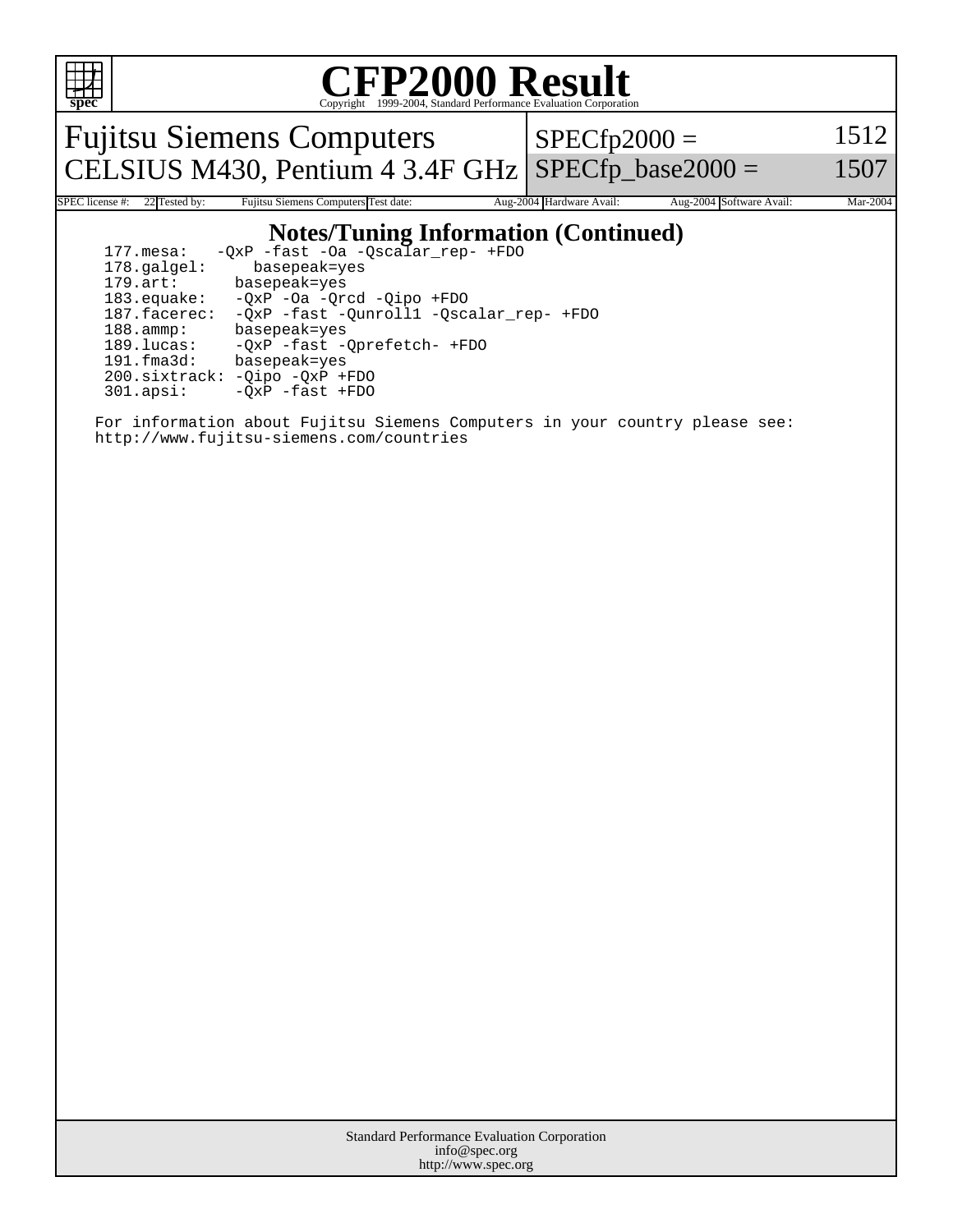# CFP2000 Result

Copyright 1999-2004, Standard Performance Evaluation Corporation

Fujitsu Siemens Computers
CELSIUS M430, Pentium 4 3.4F GHz

SPECfp2000 = 1512
SPECfp_base2000 = 1507

| SPEC license #: | 22 | Tested by: | Fujitsu Siemens Computers | Test date: | Aug-2004 | Hardware Avail: | Aug-2004 | Software Avail: | Mar-2004 |
|---|---|---|---|---|---|---|---|---|---|

## Notes/Tuning Information (Continued)

```
177.mesa:   -QxP -fast -Oa -Qscalar_rep- +FDO
178.galgel:     basepeak=yes
179.art:       basepeak=yes
183.equake:   -QxP -Oa -Qrcd -Qipo +FDO
187.facerec:  -QxP -fast -Qunroll1 -Qscalar_rep- +FDO
188.ammp:     basepeak=yes
189.lucas:    -QxP -fast -Qprefetch- +FDO
191.fma3d:    basepeak=yes
200.sixtrack: -Qipo -QxP +FDO
301.apsi:     -QxP -fast +FDO
```

For information about Fujitsu Siemens Computers in your country please see:
http://www.fujitsu-siemens.com/countries

Standard Performance Evaluation Corporation
info@spec.org
http://www.spec.org